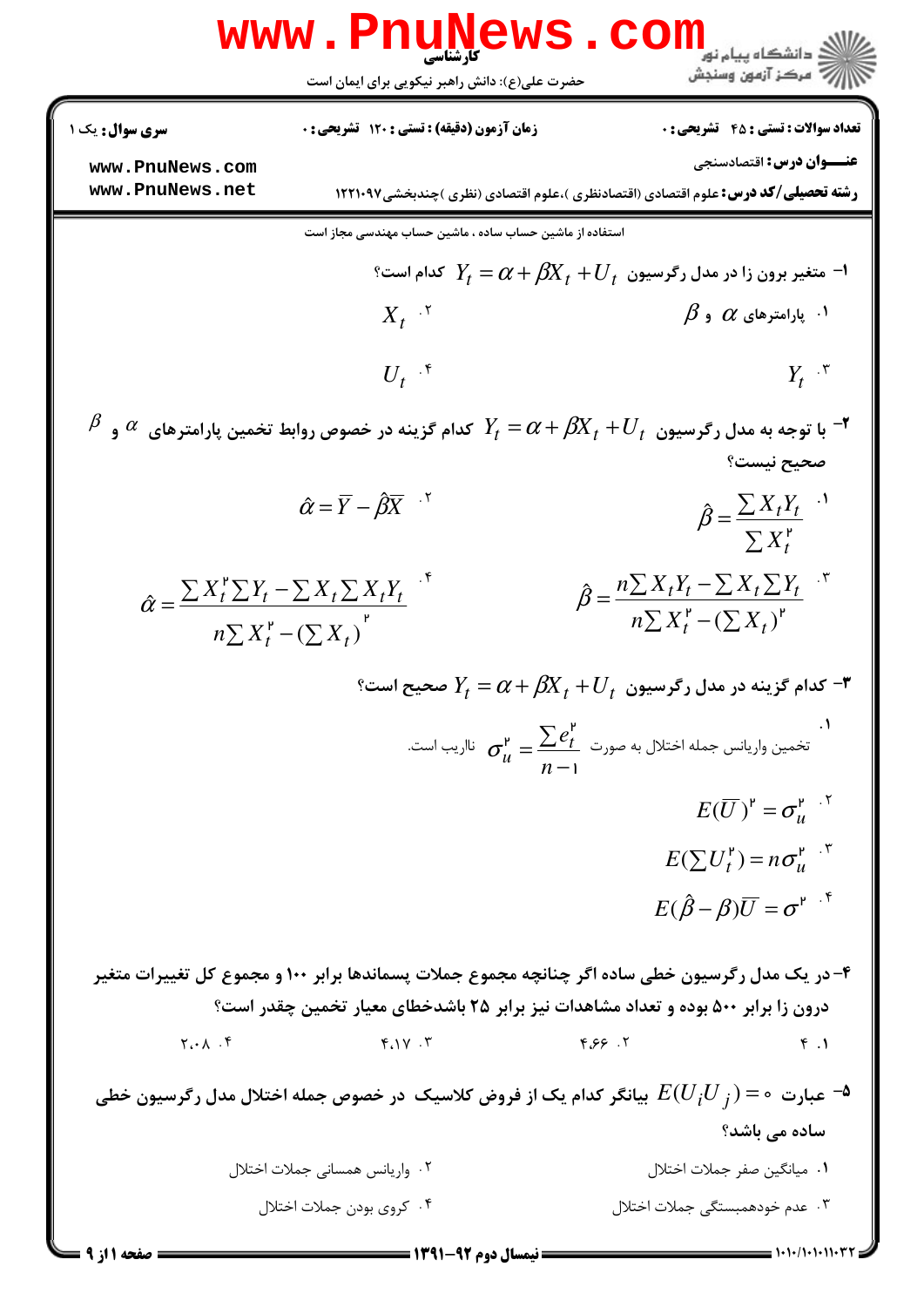کارشناسی

حضرت علی(ع): دانش راهبر نیکویی برای ایمان است

**سری سوال:** یک ۱

**زمان آزمون (دقیقه) : تستی : ۱۲۰ تشریحی : ۰**

**تعداد سوالات : تستی : ۴۵ تشریحی : ۰**

**عنـــوان درس:** اقتصادسنجی

**رشته تحصیلی/کد درس:** علوم اقتصادی (اقتصادنظری )،علوم اقتصادی (نظری )چندبخشی۱۲۲۱۰۹۷

استفاده از ماشین حساب ساده ، ماشین حساب مهندسی مجاز است

۱- متغیر برون زا در مدل رگرسیون $Y_t = \alpha + \beta X_t + U_t$ کدام است؟

۱. پارامترهای $\alpha$ و $\beta$

۲. $X_t$

۳. $Y_t$

۴. $U_t$

۲- با توجه به مدل رگرسیون $Y_t = \alpha + \beta X_t + U_t$ کدام گزینه در خصوص روابط تخمین پارامترهای $\alpha$ و $\beta$ صحیح نیست؟

۱. $\hat{\beta} = \dfrac{\sum X_t Y_t}{\sum X_t^2}$

۲. $\hat{\alpha} = \bar{Y} - \hat{\beta}\bar{X}$

۳. $\hat{\beta} = \dfrac{n\sum X_t Y_t - \sum X_t \sum Y_t}{n\sum X_t^2 - (\sum X_t)^2}$

۴. $\hat{\alpha} = \dfrac{\sum X_t^2 \sum Y_t - \sum X_t \sum X_t Y_t}{n\sum X_t^2 - (\sum X_t)^2}$

۳- کدام گزینه در مدل رگرسیون $Y_t = \alpha + \beta X_t + U_t$ صحیح است؟

۱. تخمین واریانس جمله اختلال به صورت $\sigma_u^2 = \dfrac{\sum e_t^2}{n-1}$ ناریب است.

۲. $E(\bar{U})^2 = \sigma_u^2$

۳. $E(\sum U_t^2) = n\sigma_u^2$

۴. $E(\hat{\beta} - \beta)\bar{U} = \sigma^2$

۴- در یک مدل رگرسیون خطی ساده اگر چنانچه مجموع جملات پسماندها برابر ۱۰۰ و مجموع کل تغییرات متغیر درون زا برابر ۵۰۰ بوده و تعداد مشاهدات نیز برابر ۲۵ باشدخطای معیار تخمین چقدر است؟

۱. ۴

۲. ۴.۶۶

۳. ۴.۱۷

۴. ۲.۰۸

۵- عبارت $E(U_i U_j) = 0$ بیانگر کدام یک از فروض کلاسیک در خصوص جمله اختلال مدل رگرسیون خطی ساده می باشد؟

۱. میانگین صفر جملات اختلال

۲. واریانس همسانی جملات اختلال

۳. عدم خودهمبستگی جملات اختلال

۴. کروی بودن جملات اختلال

**نیمسال دوم ۹۲-۱۳۹۱**

۱۰۱۰/۱۰۱۰۱۱۰۳۲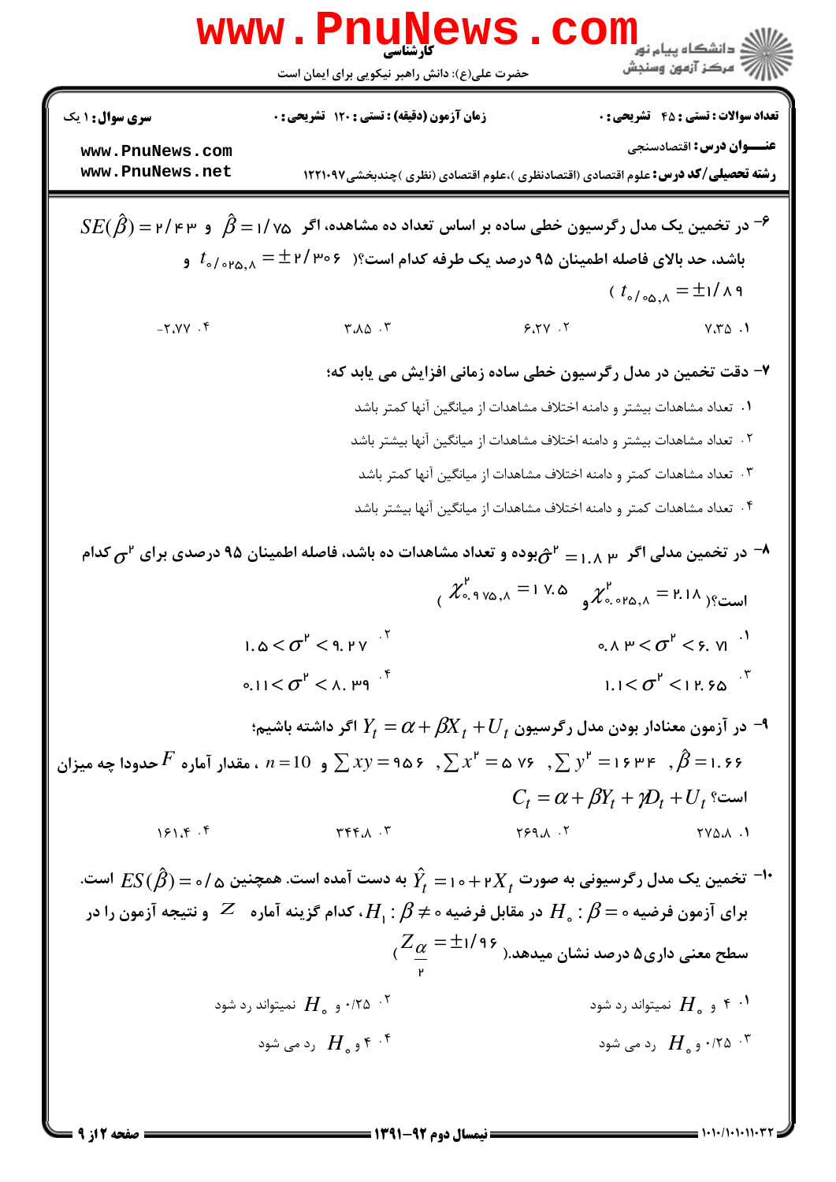سری سوال: ۱ یک | زمان آزمون (دقیقه): تستی: ۱۲۰ تشریحی: ۰ | تعداد سوالات: تستی: ۴۵ تشریحی: ۰

عنـــوان درس: اقتصادسنجی

رشته تحصیلی/کد درس: علوم اقتصادی (اقتصادنظری)، علوم اقتصادی (نظری) چندبخشی ۱۲۲۱۰۹۷

۶- در تخمین یک مدل رگرسیون خطی ساده بر اساس تعداد ده مشاهده، اگر $\hat{\beta}=1/75$ و $SE(\hat{\beta})=2/43$ باشد، حد بالای فاصله اطمینان ۹۵ درصد یک طرفه کدام است؟( $t_{0/025,8}=\pm 2/306$ و $t_{0/05,8}=\pm 1/89$ )

۱. ۷.۳۵

۲. ۶.۲۷

۳. ۳.۸۵

۴. -۲.۷۷

۷- دقت تخمین در مدل رگرسیون خطی ساده زمانی افزایش می یابد که؛

۱. تعداد مشاهدات بیشتر و دامنه اختلاف مشاهدات از میانگین آنها کمتر باشد

۲. تعداد مشاهدات بیشتر و دامنه اختلاف مشاهدات از میانگین آنها بیشتر باشد

۳. تعداد مشاهدات کمتر و دامنه اختلاف مشاهدات از میانگین آنها کمتر باشد

۴. تعداد مشاهدات کمتر و دامنه اختلاف مشاهدات از میانگین آنها بیشتر باشد

۸- در تخمین مدلی اگر $\hat{\sigma}^2=1.83$ بوده و تعداد مشاهدات ده باشد، فاصله اطمینان ۹۵ درصدی برای $\sigma^2$ کدام است؟( $\chi^2_{0.025,8}=2.18$ و $\chi^2_{0.975,8}=17.5$ )

۱. $0.83<\sigma^2<6.71$

۲. $1.5<\sigma^2<9.27$

۳. $1.1<\sigma^2<12.65$

۴. $0.11<\sigma^2<8.39$

۹- در آزمون معنادار بودن مدل رگرسیون $Y_t=\alpha+\beta X_t+U_t$ اگر داشته باشیم؛

$\hat{\beta}=1.66$ ، $\sum y^2=1634$ ، $\sum x^2=576$ ، $\sum xy=956$ و $n=10$ ، مقدار آماره $F$ حدودا چه میزان است؟ $C_t=\alpha+\beta Y_t+\gamma D_t+U_t$

۱. ۲۷۵.۸

۲. ۲۶۹.۸

۳. ۳۴۴.۸

۴. ۱۶۱.۴

۱۰- تخمین یک مدل رگرسیونی به صورت $\hat{Y}_t=10+2X_t$ به دست آمده است. همچنین $ES(\hat{\beta})=0/5$ است. برای آزمون فرضیه $H_0:\beta=0$ در مقابل فرضیه $H_1:\beta\neq 0$، کدام گزینه آماره $Z$ و نتیجه آزمون را در سطح معنی داری ۵ درصد نشان میدهد.( $Z_{\frac{\alpha}{2}}=\pm 1/96$ )

۱. ۴ و $H_0$ نمیتواند رد شود

۲. ۰/۲۵ و $H_0$ نمیتواند رد شود

۳. ۰/۲۵ و $H_0$ رد می شود

۴. ۴ و $H_0$ رد می شود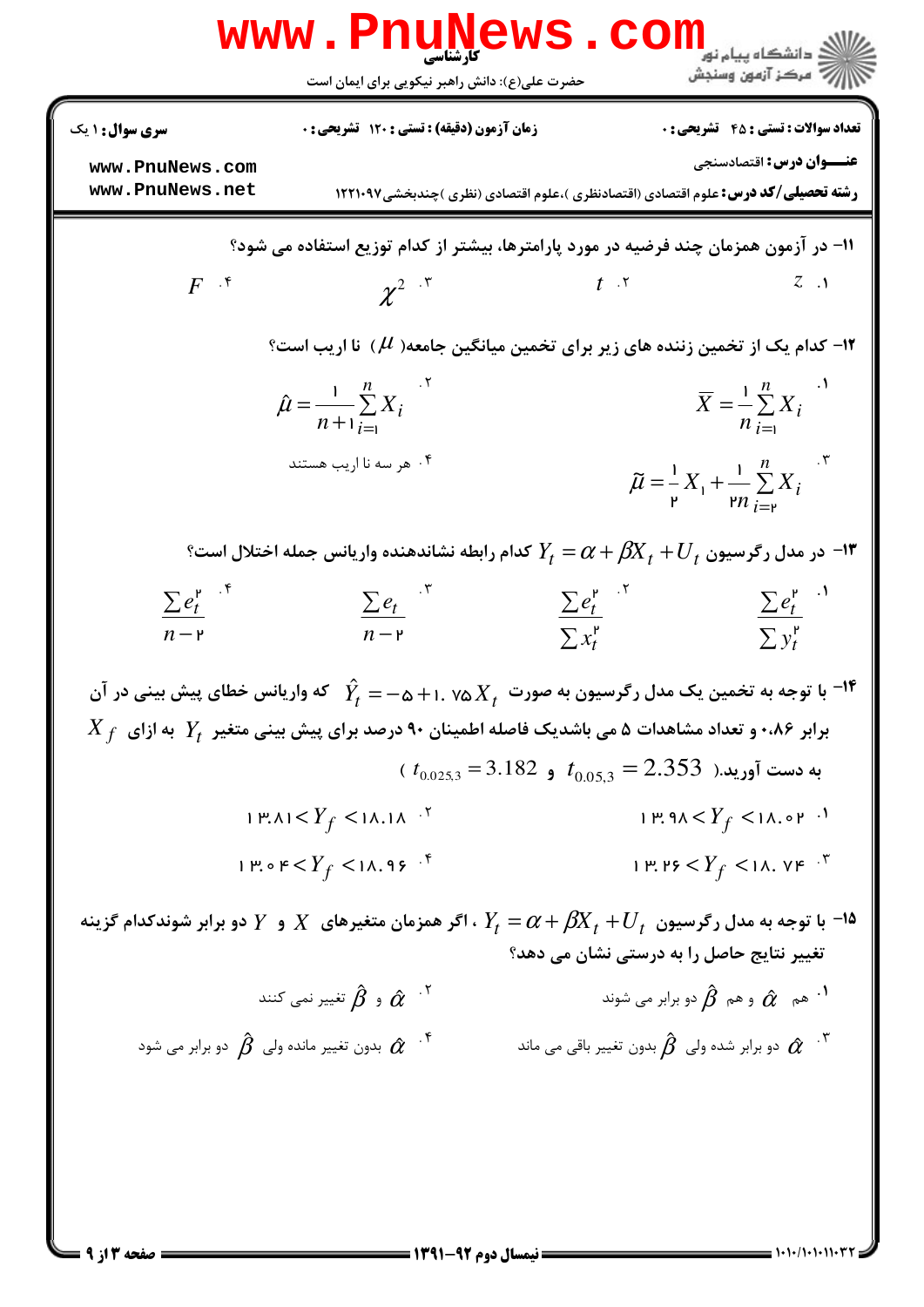۱۱- در آزمون همزمان چند فرضیه در مورد پارامترها، بیشتر از کدام توزیع استفاده می شود؟

۱. $Z$
۲. $t$
۳. $\chi^2$
۴. $F$

۱۲- کدام یک از تخمین زننده های زیر برای تخمین میانگین جامعه( $\mu$ ) نا اریب است؟

۱. $\bar{X} = \frac{1}{n}\sum_{i=1}^{n} X_i$

۲. $\hat{\mu} = \frac{1}{n+1}\sum_{i=1}^{n} X_i$

۳. $\tilde{\mu} = \frac{1}{2}X_1 + \frac{1}{2n}\sum_{i=2}^{n} X_i$

۴. هر سه نا اریب هستند

۱۳- در مدل رگرسیون $Y_t = \alpha + \beta X_t + U_t$ کدام رابطه نشاندهنده واریانس جمله اختلال است؟

۱. $\frac{\sum e_t^2}{\sum y_t^2}$

۲. $\frac{\sum e_t^2}{\sum x_t^2}$

۳. $\frac{\sum e_t}{n-2}$

۴. $\frac{\sum e_t^2}{n-2}$

۱۴- با توجه به تخمین یک مدل رگرسیون به صورت $\hat{Y}_t = -5 + 1.75 X_t$ که واریانس خطای پیش بینی در آن برابر ۰.۸۶ و تعداد مشاهدات ۵ می باشدیک فاصله اطمینان ۹۰ درصد برای پیش بینی متغیر $Y_t$ به ازای $X_f$ به دست آورید. ( $t_{0.025,3} = 3.182$ و $t_{0.05,3} = 2.353$ )

۱. $13.98 < Y_f < 18.02$

۲. $13.81 < Y_f < 18.18$

۳. $13.26 < Y_f < 18.74$

۴. $13.04 < Y_f < 18.96$

۱۵- با توجه به مدل رگرسیون $Y_t = \alpha + \beta X_t + U_t$ ، اگر همزمان متغیرهای $X$ و $Y$ دو برابر شوندکدام گزینه تغییر نتایج حاصل را به درستی نشان می دهد؟

۱. هم $\hat{\alpha}$ و هم $\hat{\beta}$ دو برابر می شوند

۲. $\hat{\alpha}$ و $\hat{\beta}$ تغییر نمی کنند

۳. $\hat{\alpha}$ دو برابر شده ولی $\hat{\beta}$ بدون تغییر باقی می ماند

۴. $\hat{\alpha}$ بدون تغییر مانده ولی $\hat{\beta}$ دو برابر می شود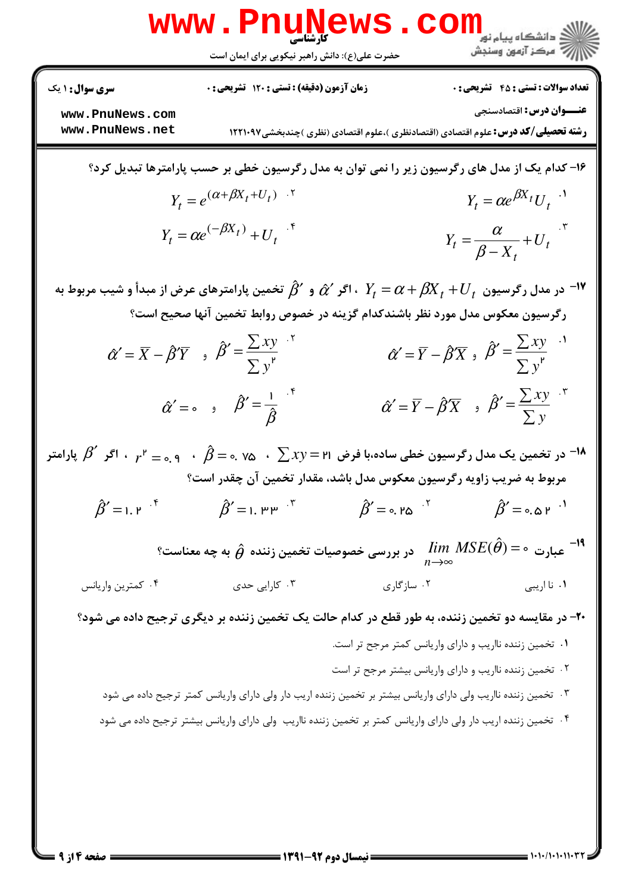۱۶- کدام یک از مدل های رگرسیون زیر را نمی توان به مدل رگرسیون خطی بر حسب پارامترها تبدیل کرد؟

۱. $Y_t = \alpha e^{\beta X_t} U_t$

۲. $Y_t = e^{(\alpha + \beta X_t + U_t)}$

۳. $Y_t = \dfrac{\alpha}{\beta - X_t} + U_t$

۴. $Y_t = \alpha e^{(-\beta X_t)} + U_t$

۱۷- در مدل رگرسیون $Y_t = \alpha + \beta X_t + U_t$ ، اگر $\hat{\alpha}'$ و $\hat{\beta}'$ تخمین پارامترهای عرض از مبدأ و شیب مربوط به رگرسیون معکوس مدل مورد نظر باشندکدام گزینه در خصوص روابط تخمین آنها صحیح است؟

۱. $\hat{\beta}' = \dfrac{\sum xy}{\sum y^2}$ ، $\hat{\alpha}' = \bar{Y} - \hat{\beta}'\bar{X}$

۲. $\hat{\beta}' = \dfrac{\sum xy}{\sum y^2}$ و $\hat{\alpha}' = \bar{X} - \hat{\beta}'\bar{Y}$

۳. $\hat{\beta}' = \dfrac{\sum xy}{\sum y}$ و $\hat{\alpha}' = \bar{Y} - \hat{\beta}'\bar{X}$

۴. $\hat{\beta}' = \dfrac{1}{\hat{\beta}}$ و $\hat{\alpha}' = 0$

۱۸- در تخمین یک مدل رگرسیون خطی ساده،با فرض $\sum xy = 21$ ، $\hat{\beta} = 0.75$ ، $r^2 = 0.9$ ، اگر $\beta'$ پارامتر مربوط به ضریب زاویه رگرسیون معکوس مدل باشد، مقدار تخمین آن چقدر است؟

۱. $\hat{\beta}' = 0.52$

۲. $\hat{\beta}' = 0.25$

۳. $\hat{\beta}' = 1.33$

۴. $\hat{\beta}' = 1.2$

۱۹- عبارت $\lim\limits_{n \to \infty} MSE(\hat{\theta}) = 0$ در بررسی خصوصیات تخمین زننده $\hat{\theta}$ به چه معناست؟

۱. نا اریبی

۲. سازگاری

۳. کارایی حدی

۴. کمترین واریانس

۲۰- در مقایسه دو تخمین زننده، به طور قطع در کدام حالت یک تخمین زننده بر دیگری ترجیح داده می شود؟

۱. تخمین زننده نااریب و دارای واریانس کمتر مرجح تر است.

۲. تخمین زننده نااریب و دارای واریانس بیشتر مرجح تر است

۳. تخمین زننده نااریب ولی دارای واریانس بیشتر بر تخمین زننده اریب دار ولی دارای واریانس کمتر ترجیح داده می شود

۴. تخمین زننده اریب دار ولی دارای واریانس کمتر بر تخمین زننده نااریب ولی دارای واریانس بیشتر ترجیح داده می شود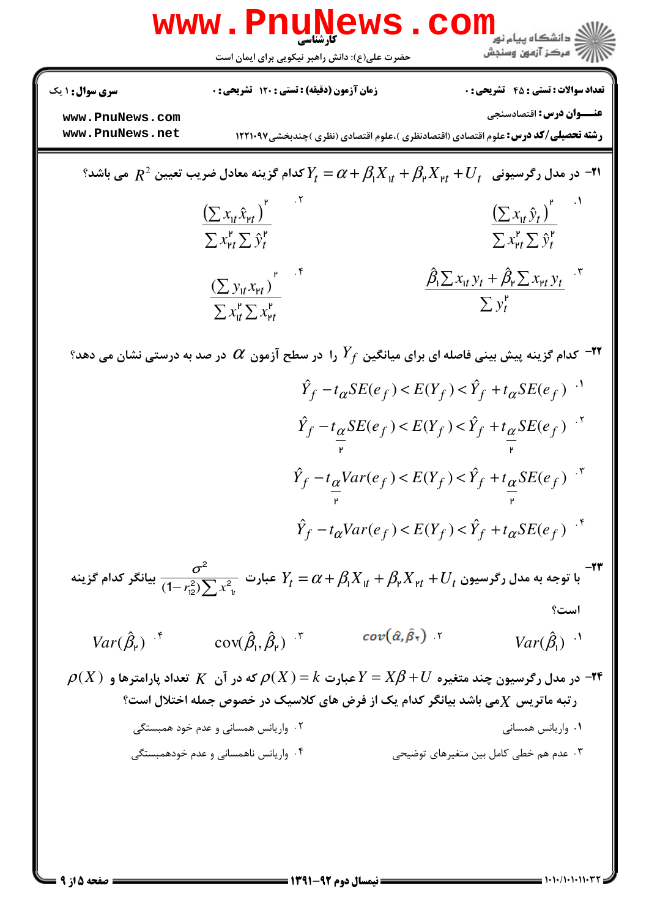۲۱- در مدل رگرسیونی $Y_t = \alpha + \beta_1 X_{1t} + \beta_2 X_{2t} + U_t$ کدام گزینه معادل ضریب تعیین $R^2$ می باشد؟

۱. $\dfrac{\left(\sum x_{1t}\hat{y}_t\right)^2}{\sum x_{2t}^2 \sum \hat{y}_t^2}$

۲. $\dfrac{\left(\sum x_{1t}\hat{x}_{2t}\right)^2}{\sum x_{2t}^2 \sum \hat{y}_t^2}$

۳. $\dfrac{\hat{\beta}_1 \sum x_{1t} y_t + \hat{\beta}_2 \sum x_{2t} y_t}{\sum y_t^2}$

۴. $\dfrac{\left(\sum y_{1t} x_{2t}\right)^2}{\sum x_{1t}^2 \sum x_{2t}^2}$

۲۲- کدام گزینه پیش بینی فاصله ای برای میانگین $Y_f$ را در سطح آزمون $\alpha$ در صد به درستی نشان می دهد؟

۱. $\hat{Y}_f - t_{\alpha} SE(e_f) < E(Y_f) < \hat{Y}_f + t_{\alpha} SE(e_f)$

۲. $\hat{Y}_f - t_{\frac{\alpha}{2}} SE(e_f) < E(Y_f) < \hat{Y}_f + t_{\frac{\alpha}{2}} SE(e_f)$

۳. $\hat{Y}_f - t_{\frac{\alpha}{2}} Var(e_f) < E(Y_f) < \hat{Y}_f + t_{\frac{\alpha}{2}} SE(e_f)$

۴. $\hat{Y}_f - t_{\alpha} Var(e_f) < E(Y_f) < \hat{Y}_f + t_{\alpha} SE(e_f)$

۲۳- با توجه به مدل رگرسیون $Y_t = \alpha + \beta_1 X_{1t} + \beta_2 X_{2t} + U_t$ عبارت $\dfrac{\sigma^2}{(1-r_{12}^2)\sum x_{1t}^2}$ بیانگر کدام گزینه است؟

۱. $Var(\hat{\beta}_1)$

۲. $cov(\hat{\alpha}, \hat{\beta}_2)$

۳. $\text{cov}(\hat{\beta}_1, \hat{\beta}_2)$

۴. $Var(\hat{\beta}_2)$

۲۴- در مدل رگرسیون چند متغیره $Y = X\beta + U$ عبارت $\rho(X) = k$ که در آن $K$ تعداد پارامترها و $\rho(X)$ رتبه ماتریس $X$ می باشد بیانگر کدام یک از فرض های کلاسیک در خصوص جمله اختلال است؟

۱. واریانس همسانی

۲. واریانس همسانی و عدم خود همبستگی

۳. عدم هم خطی کامل بین متغیرهای توضیحی

۴. واریانس ناهمسانی و عدم خودهمبستگی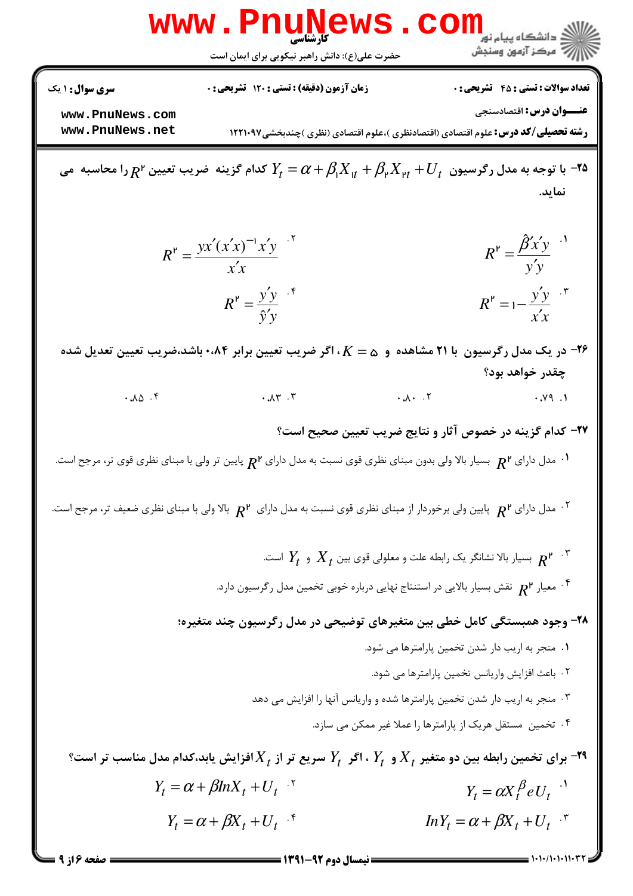۲۵- با توجه به مدل رگرسیون $Y_t = \alpha + \beta_1 X_{1t} + \beta_2 X_{2t} + U_t$ کدام گزینه ضریب تعیین $R^2$ را محاسبه می نماید.

۱. $R^2 = \dfrac{\hat{\beta}' x' y}{y' y}$

۲. $R^2 = \dfrac{y x' (x' x)^{-1} x' y}{x' x}$

۳. $R^2 = 1 - \dfrac{y' y}{x' x}$

۴. $R^2 = \dfrac{y' y}{\hat{y}' y}$

۲۶- در یک مدل رگرسیون با ۲۱ مشاهده و $K = 5$، اگر ضریب تعیین برابر ۰،۸۴ باشد،ضریب تعیین تعدیل شده چقدر خواهد بود؟

۱. ۰،۷۹

۲. ۰،۸۰

۳. ۰،۸۳

۴. ۰،۸۵

۲۷- کدام گزینه در خصوص آثار و نتایج ضریب تعیین صحیح است؟

۱. مدل دارای $R^2$ بسیار بالا ولی بدون مبنای نظری قوی نسبت به مدل دارای $R^2$ پایین تر ولی با مبنای نظری قوی تر، مرجح است.

۲. مدل دارای $R^2$ پایین ولی برخوردار از مبنای نظری قوی نسبت به مدل دارای $R^2$ بالا ولی با مبنای نظری ضعیف تر، مرجح است.

۳. $R^2$ بسیار بالا نشانگر یک رابطه علت و معلولی قوی بین $X_t$ و $Y_t$ است.

۴. معیار $R^2$ نقش بسیار بالایی در استنتاج نهایی درباره خوبی تخمین مدل رگرسیون دارد.

۲۸- وجود همبستگی کامل خطی بین متغیرهای توضیحی در مدل رگرسیون چند متغیره؛

۱. منجر به اریب دار شدن تخمین پارامترها می شود.

۲. باعث افزایش واریانس تخمین پارامترها می شود.

۳. منجر به اریب دار شدن تخمین پارامترها شده و واریانس آنها را افزایش می دهد

۴. تخمین مستقل هریک از پارامترها را عملا غیر ممکن می سازد.

۲۹- برای تخمین رابطه بین دو متغیر $X_t$ و $Y_t$ ، اگر $Y_t$ سریع تر از $X_t$ افزایش یابد،کدام مدل مناسب تر است؟

۱. $Y_t = \alpha X_t^{\beta} e U_t$

۲. $Y_t = \alpha + \beta \ln X_t + U_t$

۳. $\ln Y_t = \alpha + \beta X_t + U_t$

۴. $Y_t = \alpha + \beta X_t + U_t$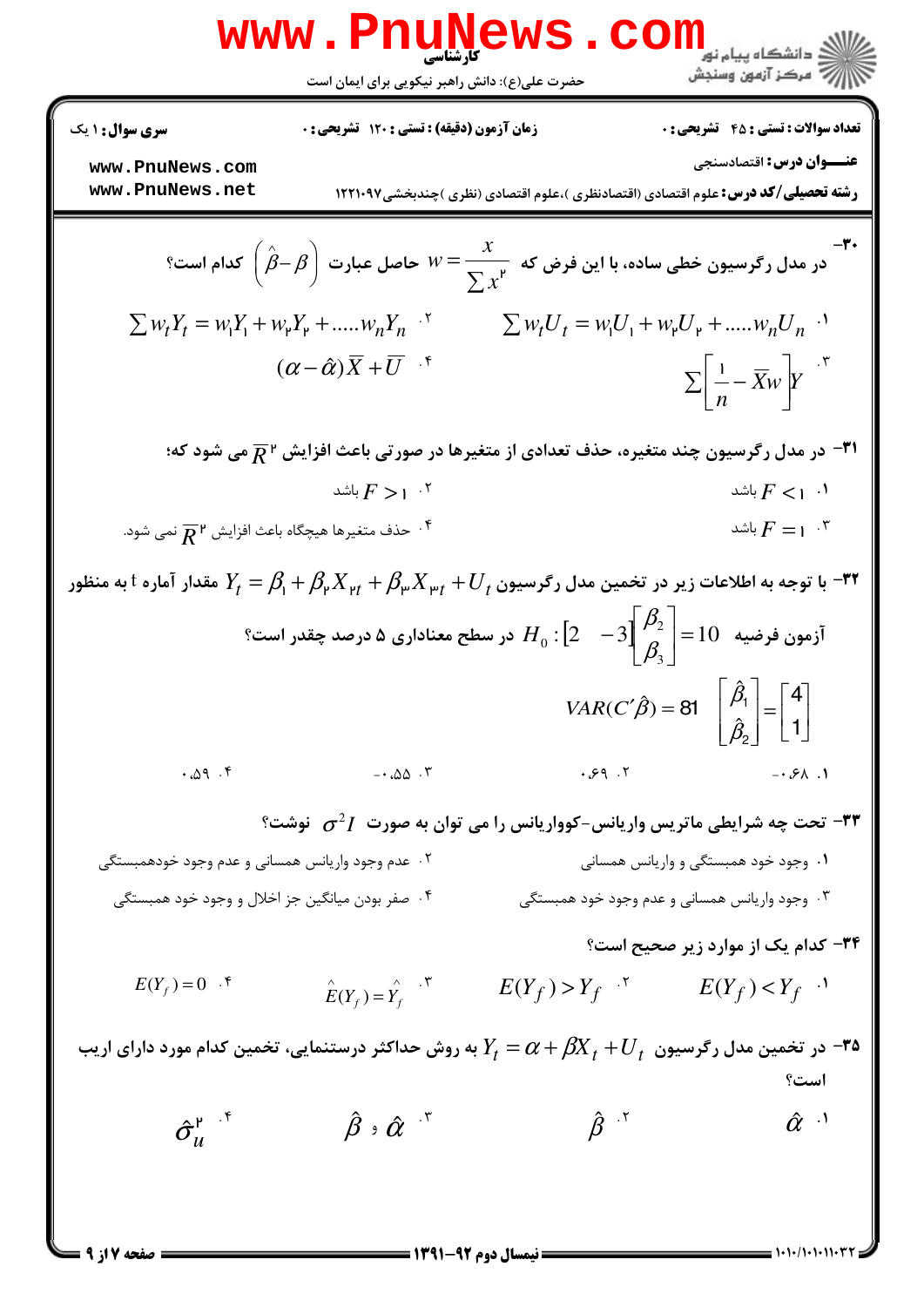کارشناسی

حضرت علی(ع): دانش راهبر نیکویی برای ایمان است

**سری سؤال:** ۱ یک | **زمان آزمون (دقیقه) : تستی :** ۱۲۰ **تشریحی :** ۰ | **تعداد سوالات : تستی :** ۴۵ **تشریحی :** ۰

**عنـــوان درس:** اقتصادسنجی

**رشته تحصیلی/کد درس:** علوم اقتصادی (اقتصادنظری )،علوم اقتصادی (نظری )چندبخشی ۱۲۲۱۰۹۷

---

۳۰- در مدل رگرسیون خطی ساده، با این فرض که $w=\frac{x}{\sum x^2}$ حاصل عبارت $\left(\hat{\beta}-\beta\right)$ کدام است؟

۱. $\sum w_t U_t = w_1 U_1 + w_2 U_2 + .....w_n U_n$

۲. $\sum w_t Y_t = w_1 Y_1 + w_2 Y_2 + .....w_n Y_n$

۳. $\sum \left[\frac{1}{n} - \bar{X}w\right] Y$

۴. $(\alpha - \hat{\alpha})\bar{X} + \bar{U}$

۳۱- در مدل رگرسیون چند متغیره، حذف تعدادی از متغیرها در صورتی باعث افزایش $\bar{R}^2$ می شود که؛

۱. $F<1$ باشد

۲. $F>1$ باشد

۳. $F=1$ باشد

۴. حذف متغیرها هیچگاه باعث افزایش $\bar{R}^2$ نمی شود.

۳۲- با توجه به اطلاعات زیر در تخمین مدل رگرسیون $Y_t = \beta_1 + \beta_2 X_{2t} + \beta_3 X_{3t} + U_t$ مقدار آماره t به منظور آزمون فرضیه $H_0 : \begin{bmatrix} 2 & -3 \end{bmatrix} \begin{bmatrix} \beta_2 \\ \beta_3 \end{bmatrix} = 10$ در سطح معناداری ۵ درصد چقدر است؟

$$VAR(C'\hat{\beta}) = 81 \quad \begin{bmatrix} \hat{\beta}_1 \\ \hat{\beta}_2 \end{bmatrix} = \begin{bmatrix} 4 \\ 1 \end{bmatrix}$$

۱. ۰.۶۸-

۲. ۰.۶۹

۳. ۰.۵۵-

۴. ۰.۵۹

۳۳- تحت چه شرایطی ماتریس واریانس-کوواریانس را می توان به صورت $\sigma^2 I$ نوشت؟

۱. وجود خود همبستگی و واریانس همسانی

۲. عدم وجود واریانس همسانی و عدم وجود خودهمبستگی

۳. وجود واریانس همسانی و عدم وجود خود همبستگی

۴. صفر بودن میانگین جز اخلال و وجود خود همبستگی

۳۴- کدام یک از موارد زیر صحیح است؟

۱. $E(Y_f) < Y_f$

۲. $E(Y_f) > Y_f$

۳. $\hat{E}(Y_f) = \hat{Y}_f$

۴. $E(Y_f) = 0$

۳۵- در تخمین مدل رگرسیون $Y_t = \alpha + \beta X_t + U_t$ به روش حداکثر درستنمایی، تخمین کدام مورد دارای اریب است؟

۱. $\hat{\alpha}$

۲. $\hat{\beta}$

۳. $\hat{\alpha}$ و $\hat{\beta}$

۴. $\hat{\sigma}_u^2$

نیمسال دوم ۹۲-۱۳۹۱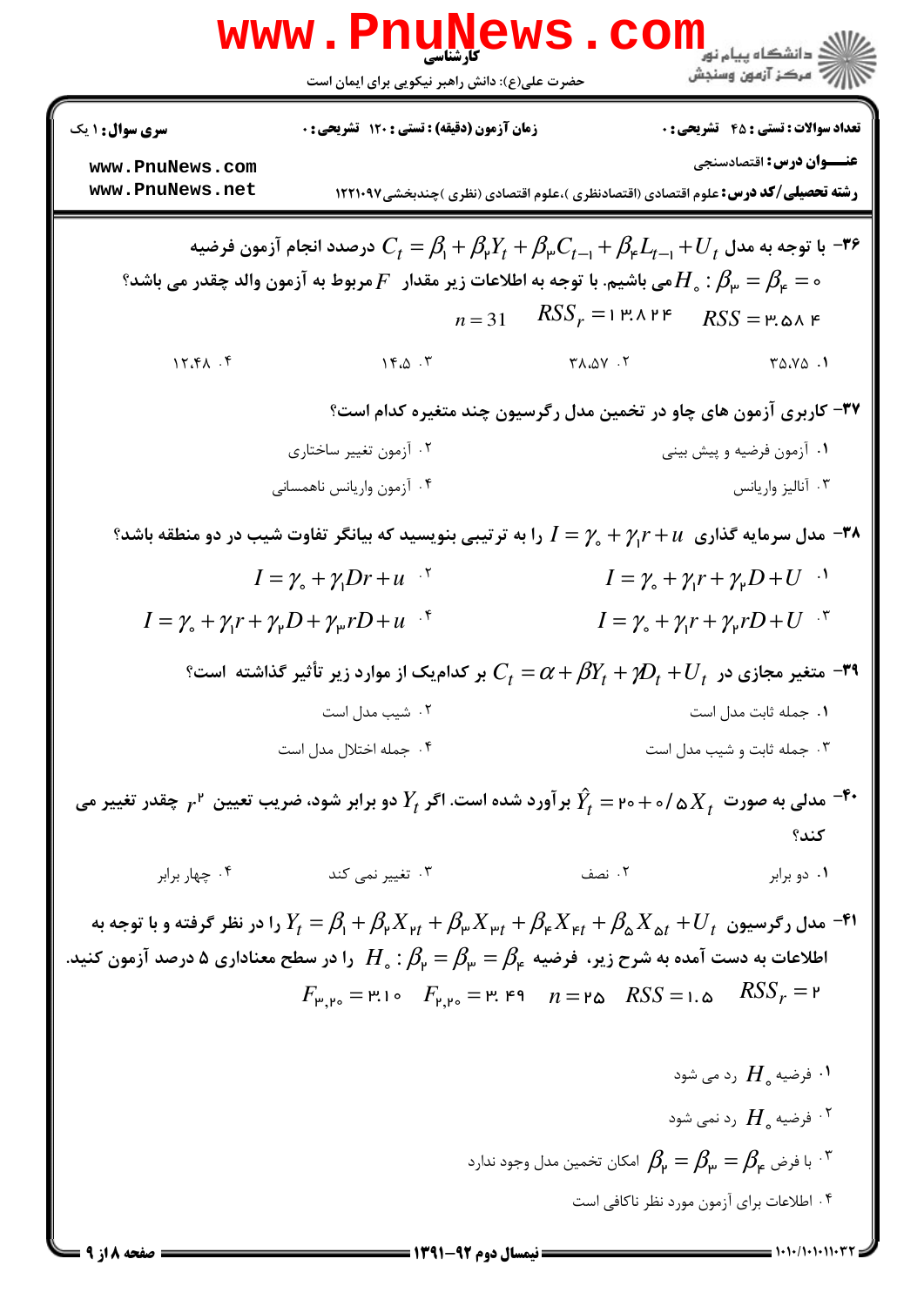**سری سؤال:** ۱ یک | **زمان آزمون (دقیقه) : تستی :** ۱۲۰ **تشریحی :** ۰ | **تعداد سوالات : تستی :** ۴۵ **تشریحی :** ۰

**عنـــوان درس:** اقتصادسنجی

**رشته تحصیلی/کد درس:** علوم اقتصادی (اقتصادنظری )،علوم اقتصادی (نظری )چندبخشی۱۲۲۱۰۹۷

---

**۳۶-** با توجه به مدل $C_t = \beta_1 + \beta_2 Y_t + \beta_3 C_{t-1} + \beta_4 L_{t-1} + U_t$ درصدد انجام آزمون فرضیه $H_0 : \beta_3 = \beta_4 = 0$ می باشیم. با توجه به اطلاعات زیر مقدار $F$ مربوط به آزمون والد چقدر می باشد؟

$n = 31$ $\quad RSS_r = 13.824$ $\quad RSS = 3.584$

۱. ۳۵.۷۵

۲. ۳۸.۵۷

۳. ۱۴.۵

۴. ۱۲.۴۸

**۳۷-** کاربری آزمون های چاو در تخمین مدل رگرسیون چند متغیره کدام است؟

۱. آزمون فرضیه و پیش بینی

۲. آزمون تغییر ساختاری

۳. آنالیز واریانس

۴. آزمون واریانس ناهمسانی

**۳۸-** مدل سرمایه گذاری $I = \gamma_0 + \gamma_1 r + u$ را به ترتیبی بنویسید که بیانگر تفاوت شیب در دو منطقه باشد؟

۱. $I = \gamma_0 + \gamma_1 r + \gamma_2 D + U$

۲. $I = \gamma_0 + \gamma_1 Dr + u$

۳. $I = \gamma_0 + \gamma_1 r + \gamma_2 rD + U$

۴. $I = \gamma_0 + \gamma_1 r + \gamma_2 D + \gamma_3 rD + u$

**۳۹-** متغیر مجازی در $C_t = \alpha + \beta Y_t + \gamma D_t + U_t$ بر کدامیک از موارد زیر تأثیر گذاشته است؟

۱. جمله ثابت مدل است

۲. شیب مدل است

۳. جمله ثابت و شیب مدل است

۴. جمله اختلال مدل است

**۴۰-** مدلی به صورت $\hat{Y}_t = 20 + 0/5 X_t$ برآورد شده است. اگر $Y_t$ دو برابر شود، ضریب تعیین $r^2$ چقدر تغییر می کند؟

۱. دو برابر

۲. نصف

۳. تغییر نمی کند

۴. چهار برابر

**۴۱-** مدل رگرسیون $Y_t = \beta_1 + \beta_2 X_{2t} + \beta_3 X_{3t} + \beta_4 X_{4t} + \beta_5 X_{5t} + U_t$ را در نظر گرفته و با توجه به اطلاعات به دست آمده به شرح زیر، فرضیه $H_0 : \beta_2 = \beta_3 = \beta_4$ را در سطح معناداری ۵ درصد آزمون کنید.

$F_{3,20} = 3.10$ $\quad F_{2,20} = 3.49$ $\quad n = 25$ $\quad RSS = 1.5$ $\quad RSS_r = 2$

۱. فرضیه $H_0$ رد می شود

۲. فرضیه $H_0$ رد نمی شود

۳. با فرض $\beta_2 = \beta_3 = \beta_4$ امکان تخمین مدل وجود ندارد

۴. اطلاعات برای آزمون مورد نظر ناکافی است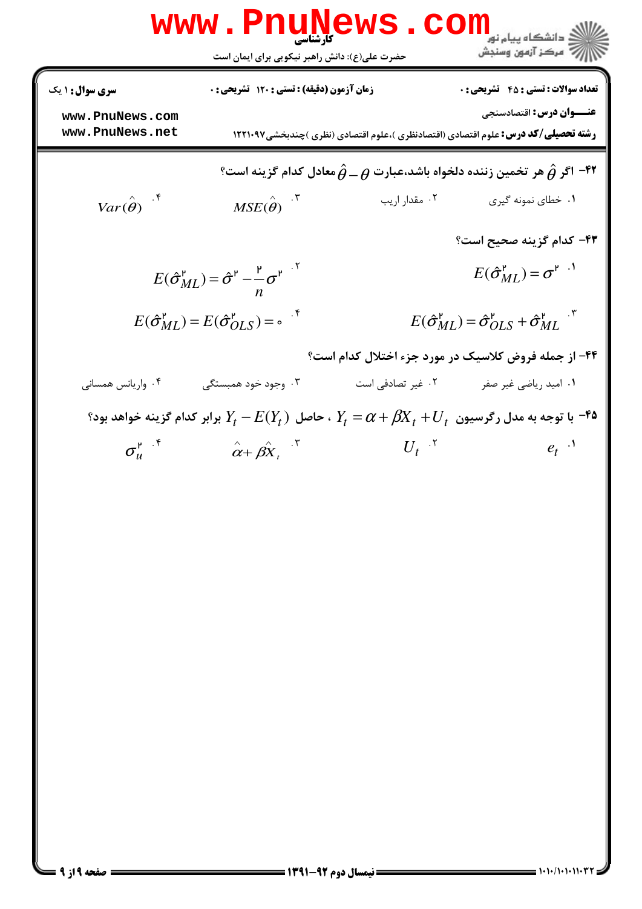۴۲- اگر $\hat{\theta}$ هر تخمین زننده دلخواه باشد،عبارت $\hat{\theta} - \theta$ معادل کدام گزینه است؟

۱. خطای نمونه گیری

۲. مقدار اریب

۳. $MSE(\hat{\theta})$

۴. $Var(\hat{\theta})$

۴۳- کدام گزینه صحیح است؟

۱. $E(\hat{\sigma}^2_{ML}) = \sigma^2$

۲. $E(\hat{\sigma}^2_{ML}) = \hat{\sigma}^2 - \frac{2}{n}\sigma^2$

۳. $E(\hat{\sigma}^2_{ML}) = \hat{\sigma}^2_{OLS} + \hat{\sigma}^2_{ML}$

۴. $E(\hat{\sigma}^2_{ML}) = E(\hat{\sigma}^2_{OLS}) = 0$

۴۴- از جمله فروض کلاسیک در مورد جزء اختلال کدام است؟

۱. امید ریاضی غیر صفر

۲. غیر تصادفی است

۳. وجود خود همبستگی

۴. واریانس همسانی

۴۵- با توجه به مدل رگرسیون $Y_t = \alpha + \beta X_t + U_t$ ، حاصل $Y_t - E(Y_t)$ برابر کدام گزینه خواهد بود؟

۱. $e_t$

۲. $U_t$

۳. $\hat{\alpha} + \hat{\beta} X_t$

۴. $\sigma^2_u$